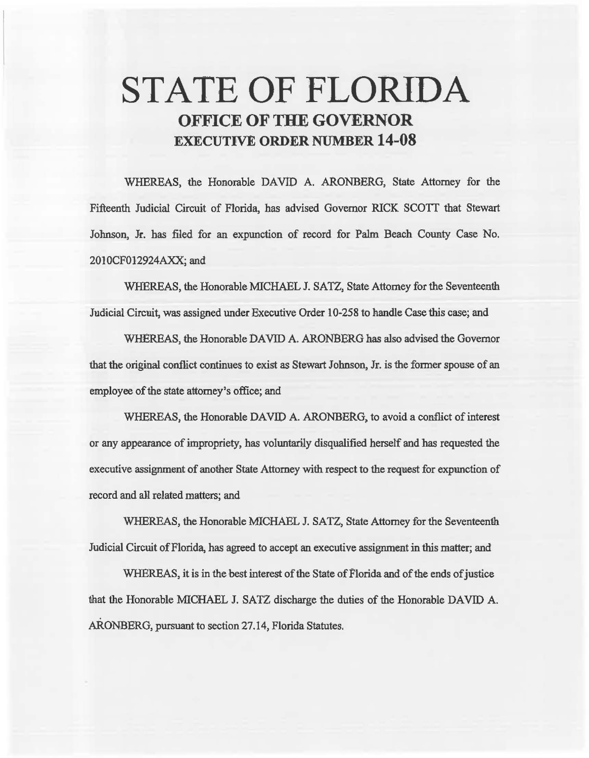# STATE OF FLORIDA

## OFFICE OF THE GOVERNOR

## EXECUTIVE ORDER NUMBER 14-08

WHEREAS, the Honorable DAVID A. ARONBERG, State Attorney for the Fifteenth Judicial Circuit of Florida, has advised Governor RICK SCOTT that Stewart Johnson, Jr. has filed for an expunction of record for Palm Beach County Case No. 2010CF012924AXX; and

WHEREAS, the Honorable MICHAEL J. SATZ, State Attorney for the Seventeenth Judicial Circuit, was assigned under Executive Order 10-258 to handle Case this case; and

WHEREAS, the Honorable DAVID A. ARONBERG has also advised the Governor that the original conflict continues to exist as Stewart Johnson, Jr. is the former spouse of an employee of the state attorney's office; and

WHEREAS, the Honorable DAVID A. ARONBERG, to avoid a conflict of interest or any appearance of impropriety, has voluntarily disqualified herself and has requested the executive assignment of another State Attorney with respect to the request for expunction of record and all related matters; and

WHEREAS, the Honorable MICHAEL J. SATZ, State Attorney for the Seventeenth Judicial Circuit of Florida, has agreed to accept an executive assignment in this matter; and

WHEREAS, it is in the best interest of the State of Florida and of the ends of justice that the Honorable MICHAEL J. SATZ discharge the duties of the Honorable DAVID A. ARONBERG, pursuant to section 27.14, Florida Statutes.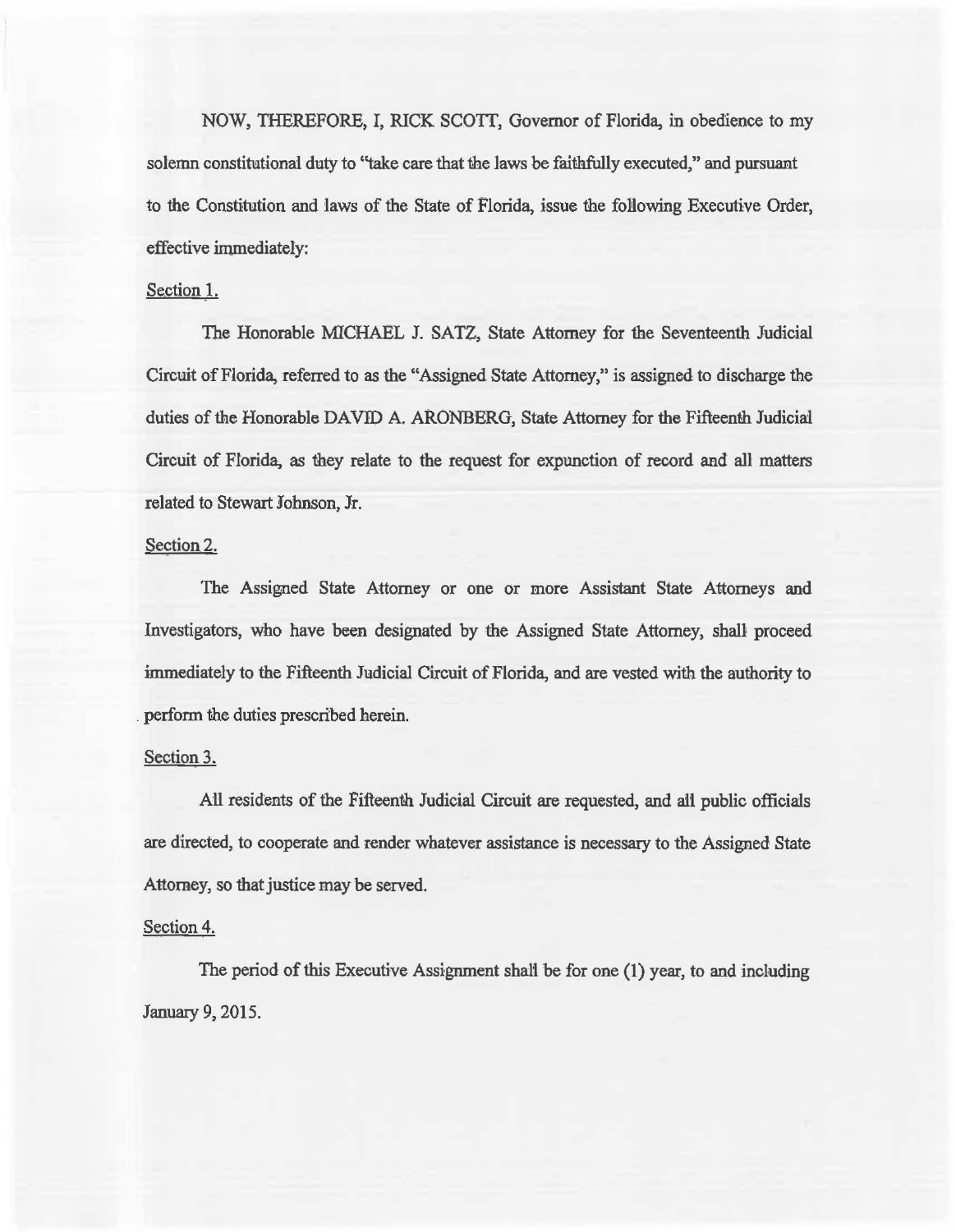NOW, THEREFORE, I, RICK SCOTT, Governor of Florida, in obedience to my solemn constitutional duty to "take care that the laws be faithfully executed," and pursuant to the Constitution and laws of the State of Florida, issue the following Executive Order, effective immediately:

Section 1.

The Honorable MICHAEL J. SATZ, State Attorney for the Seventeenth Judicial Circuit of Florida, referred to as the "Assigned State Attorney," is assigned to discharge the duties of the Honorable DAVID A. ARONBERG, State Attorney for the Fifteenth Judicial Circuit of Florida, as they relate to the request for expunction of record and all matters related to Stewart Johnson, Jr.

Section 2.

The Assigned State Attorney or one or more Assistant State Attorneys and Investigators, who have been designated by the Assigned State Attorney, shall proceed immediately to the Fifteenth Judicial Circuit of Florida, and are vested with the authority to perform the duties prescribed herein.

Section 3.

All residents of the Fifteenth Judicial Circuit are requested, and all public officials are directed, to cooperate and render whatever assistance is necessary to the Assigned State Attorney, so that justice may be served.

Section 4.

The period of this Executive Assignment shall be for one (1) year, to and including January 9, 2015.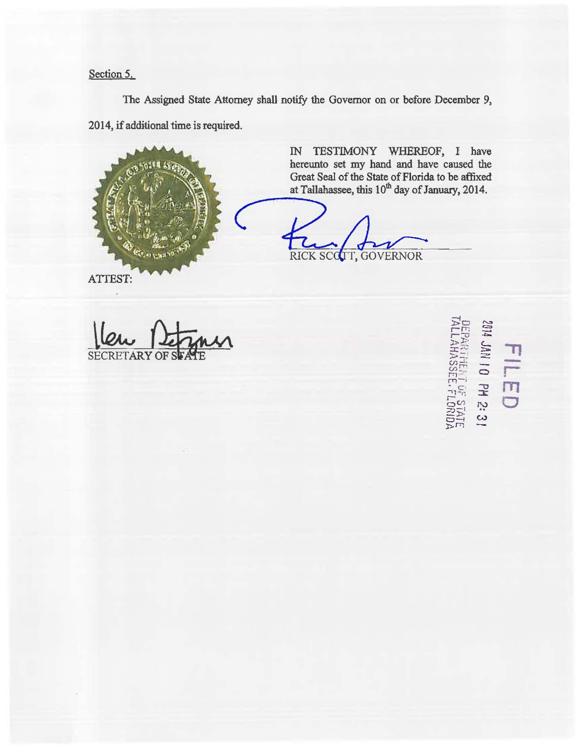Section 5.

The Assigned State Attorney shall notify the Governor on or before December 9, 2014, if additional time is required.

IN TESTIMONY WHEREOF, I have hereunto set my hand and have caused the Great Seal of the State of Florida to be affixed at Tallahassee, this 10th day of January, 2014.

RICK SCOTT, GOVERNOR

ATTEST:

SECRETARY OF STATE

FILED

2014 JAN 10 PM 2:31

DEPARTMENT OF STATE
TALLAHASSEE, FLORIDA